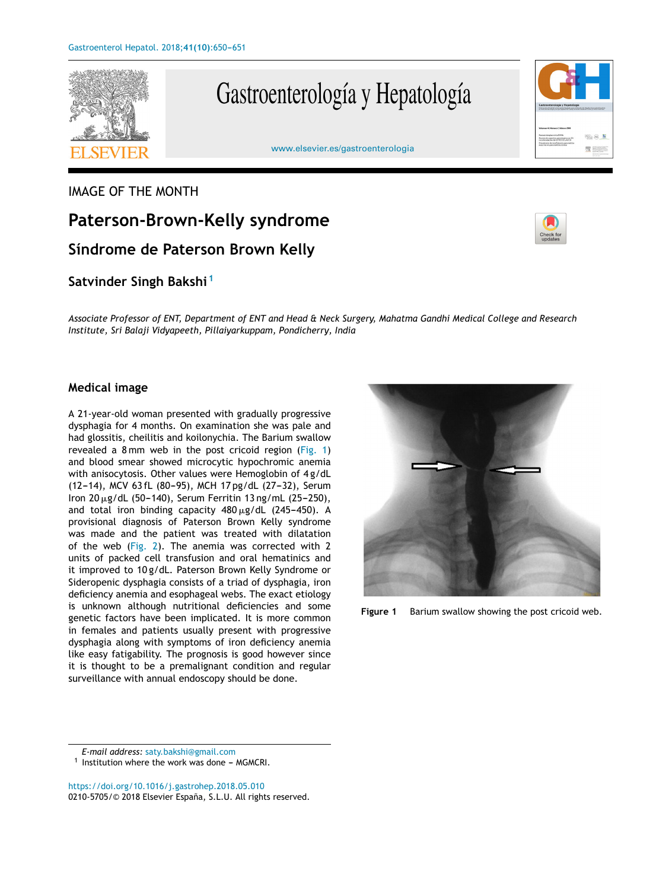IMAGE OF THE MONTH

# Paterson-Brown-Kelly syndrome

## Síndrome de Paterson Brown Kelly

**Satvinder Singh Bakshi**[1]

*Associate Professor of ENT, Department of ENT and Head & Neck Surgery, Mahatma Gandhi Medical College and Research Institute, Sri Balaji Vidyapeeth, Pillaiyarkuppam, Pondicherry, India*

### Medical image

A 21-year-old woman presented with gradually progressive dysphagia for 4 months. On examination she was pale and had glossitis, cheilitis and koilonychia. The Barium swallow revealed a 8 mm web in the post cricoid region (Fig. 1) and blood smear showed microcytic hypochromic anemia with anisocytosis. Other values were Hemoglobin of 4 g/dL (12–14), MCV 63 fL (80–95), MCH 17 pg/dL (27–32), Serum Iron 20 µg/dL (50–140), Serum Ferritin 13 ng/mL (25–250), and total iron binding capacity 480 µg/dL (245–450). A provisional diagnosis of Paterson Brown Kelly syndrome was made and the patient was treated with dilatation of the web (Fig. 2). The anemia was corrected with 2 units of packed cell transfusion and oral hematinics and it improved to 10 g/dL. Paterson Brown Kelly Syndrome or Sideropenic dysphagia consists of a triad of dysphagia, iron deficiency anemia and esophageal webs. The exact etiology is unknown although nutritional deficiencies and some genetic factors have been implicated. It is more common in females and patients usually present with progressive dysphagia along with symptoms of iron deficiency anemia like easy fatigability. The prognosis is good however since it is thought to be a premalignant condition and regular surveillance with annual endoscopy should be done.

**Figure 1** Barium swallow showing the post cricoid web.

*E-mail address:* saty.bakshi@gmail.com

[1] Institution where the work was done – MGMCRI.

https://doi.org/10.1016/j.gastrohep.2018.05.010

0210-5705/© 2018 Elsevier España, S.L.U. All rights reserved.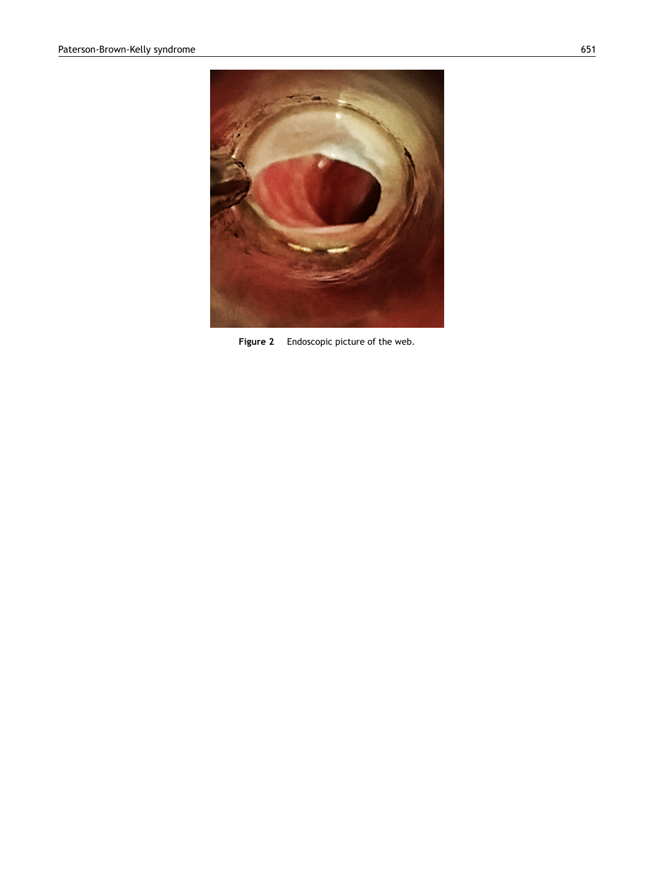**Figure 2** Endoscopic picture of the web.